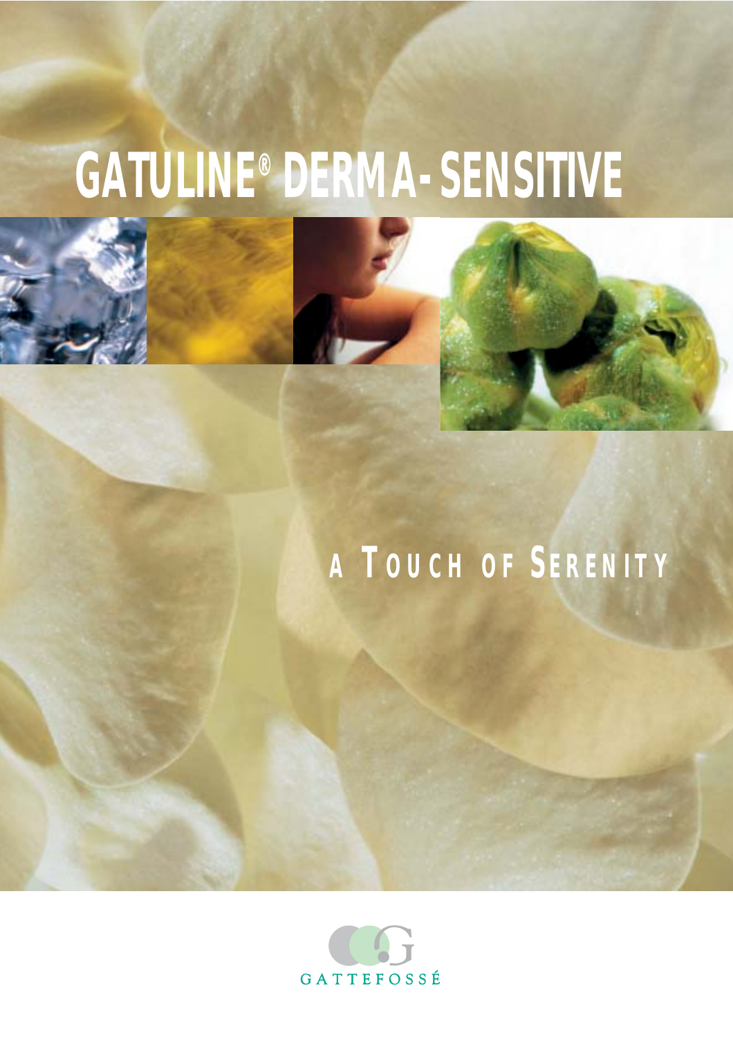# GATULINE® DERMA-SENSITIVE

## A TOUCH OF SERENITY

GATTEFOSSÉ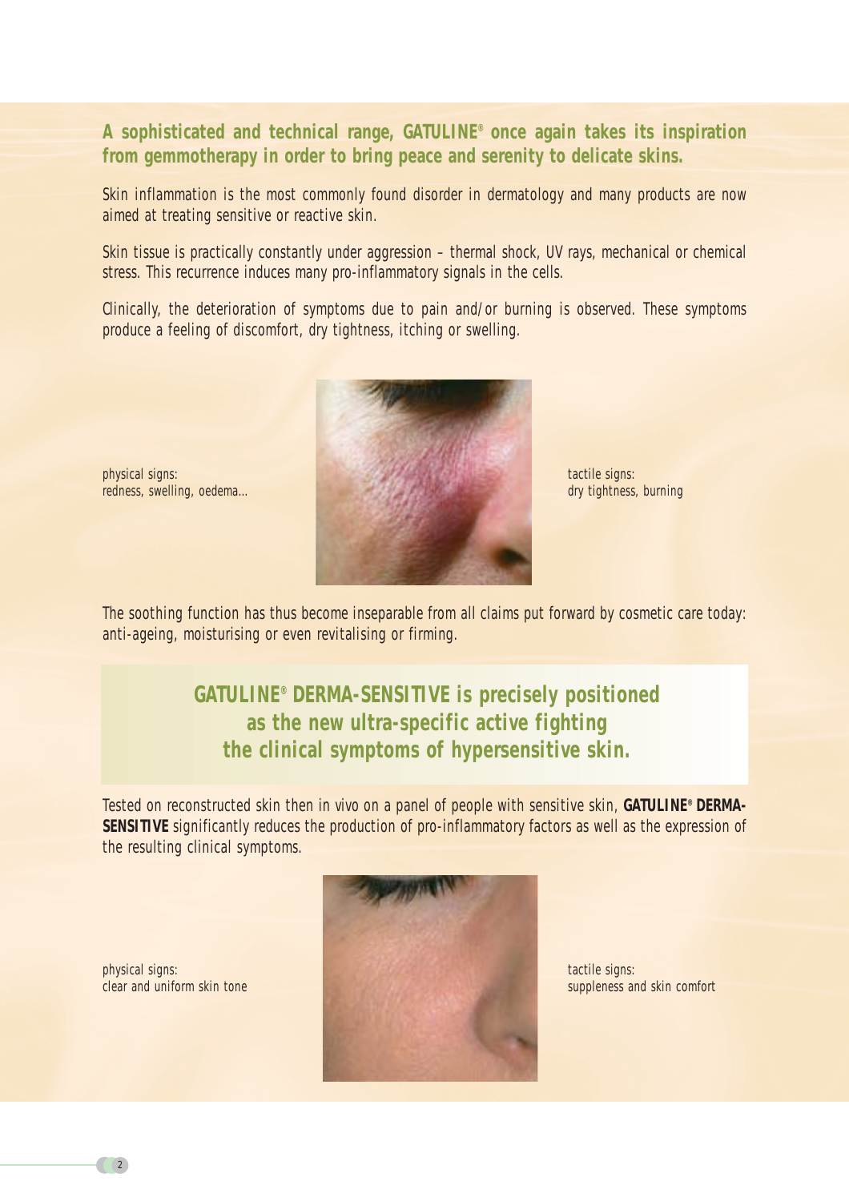**A sophisticated and technical range, GATULINE® once again takes its inspiration from gemmotherapy in order to bring peace and serenity to delicate skins.**

Skin inflammation is the most commonly found disorder in dermatology and many products are now aimed at treating sensitive or reactive skin.

Skin tissue is practically constantly under aggression – thermal shock, UV rays, mechanical or chemical stress. This recurrence induces many pro-inflammatory signals in the cells.

Clinically, the deterioration of symptoms due to pain and/or burning is observed. These symptoms produce a feeling of discomfort, dry tightness, itching or swelling.

physical signs:
redness, swelling, oedema...

tactile signs:
dry tightness, burning

The soothing function has thus become inseparable from all claims put forward by cosmetic care today: anti-ageing, moisturising or even revitalising or firming.

**GATULINE® DERMA-SENSITIVE is precisely positioned as the new ultra-specific active fighting the clinical symptoms of hypersensitive skin.**

Tested on reconstructed skin then in vivo on a panel of people with sensitive skin, **GATULINE® DERMA-SENSITIVE** significantly reduces the production of pro-inflammatory factors as well as the expression of the resulting clinical symptoms.

physical signs:
clear and uniform skin tone

tactile signs:
suppleness and skin comfort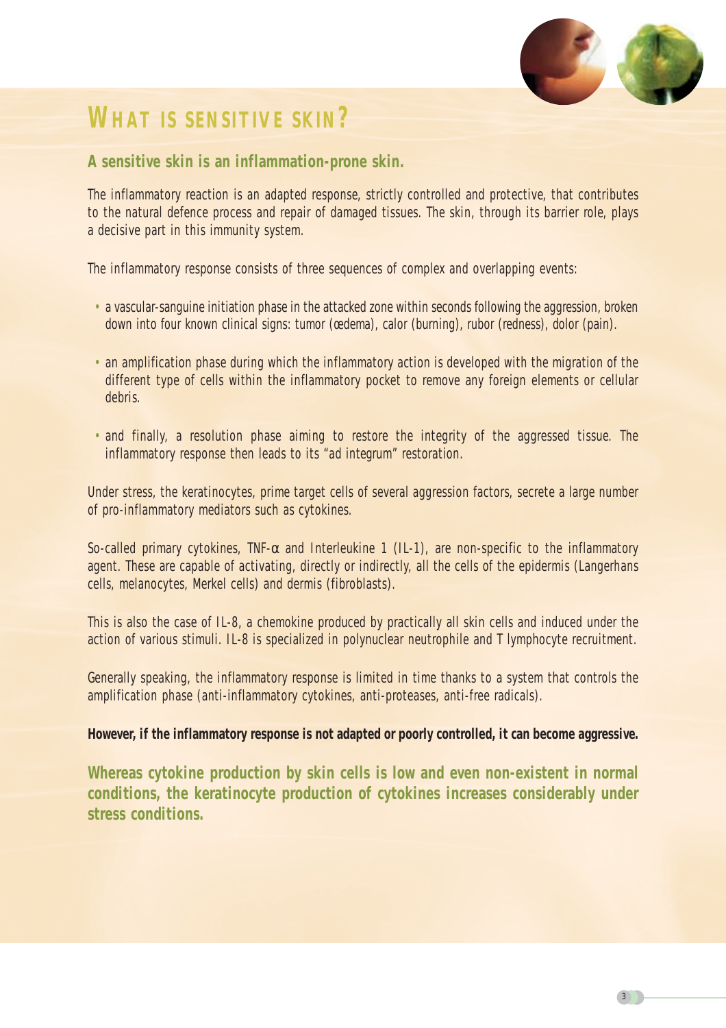# WHAT IS SENSITIVE SKIN?

## A sensitive skin is an inflammation-prone skin.

The inflammatory reaction is an adapted response, strictly controlled and protective, that contributes to the natural defence process and repair of damaged tissues. The skin, through its barrier role, plays a decisive part in this immunity system.

The inflammatory response consists of three sequences of complex and overlapping events:

- a vascular-sanguine initiation phase in the attacked zone within seconds following the aggression, broken down into four known clinical signs: tumor (œdema), calor (burning), rubor (redness), dolor (pain).
- an amplification phase during which the inflammatory action is developed with the migration of the different type of cells within the inflammatory pocket to remove any foreign elements or cellular debris.
- and finally, a resolution phase aiming to restore the integrity of the aggressed tissue. The inflammatory response then leads to its "ad integrum" restoration.

Under stress, the keratinocytes, prime target cells of several aggression factors, secrete a large number of pro-inflammatory mediators such as cytokines.

So-called primary cytokines, TNF-$\alpha$ and Interleukine 1 (IL-1), are non-specific to the inflammatory agent. These are capable of activating, directly or indirectly, all the cells of the epidermis (Langerhans cells, melanocytes, Merkel cells) and dermis (fibroblasts).

This is also the case of IL-8, a chemokine produced by practically all skin cells and induced under the action of various stimuli. IL-8 is specialized in polynuclear neutrophile and T lymphocyte recruitment.

Generally speaking, the inflammatory response is limited in time thanks to a system that controls the amplification phase (anti-inflammatory cytokines, anti-proteases, anti-free radicals).

**However, if the inflammatory response is not adapted or poorly controlled, it can become aggressive.**

**Whereas cytokine production by skin cells is low and even non-existent in normal conditions, the keratinocyte production of cytokines increases considerably under stress conditions.**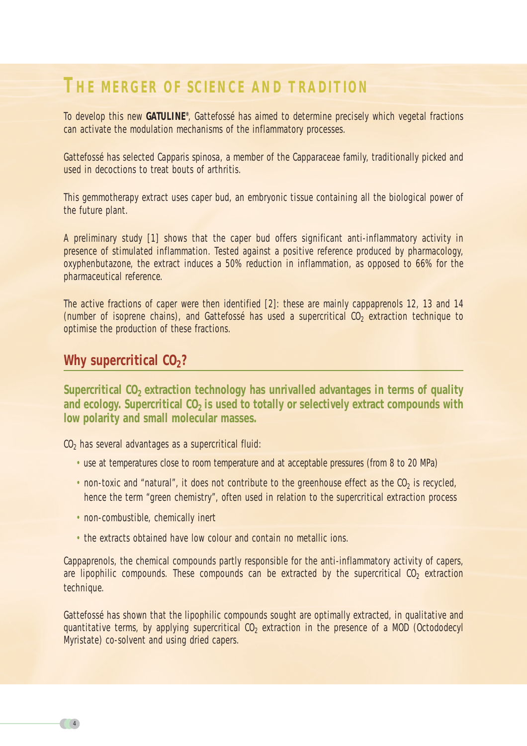# THE MERGER OF SCIENCE AND TRADITION

To develop this new **GATULINE®**, Gattefossé has aimed to determine precisely which vegetal fractions can activate the modulation mechanisms of the inflammatory processes.

Gattefossé has selected Capparis spinosa, a member of the Capparaceae family, traditionally picked and used in decoctions to treat bouts of arthritis.

This gemmotherapy extract uses caper bud, an embryonic tissue containing all the biological power of the future plant.

A preliminary study [1] shows that the caper bud offers significant anti-inflammatory activity in presence of stimulated inflammation. Tested against a positive reference produced by pharmacology, oxyphenbutazone, the extract induces a 50% reduction in inflammation, as opposed to 66% for the pharmaceutical reference.

The active fractions of caper were then identified [2]: these are mainly cappaprenols 12, 13 and 14 (number of isoprene chains), and Gattefossé has used a supercritical $CO_2$ extraction technique to optimise the production of these fractions.

## Why supercritical $CO_2$?

**Supercritical $CO_2$ extraction technology has unrivalled advantages in terms of quality and ecology. Supercritical $CO_2$ is used to totally or selectively extract compounds with low polarity and small molecular masses.**

$CO_2$ has several advantages as a supercritical fluid:

- use at temperatures close to room temperature and at acceptable pressures (from 8 to 20 MPa)
- non-toxic and "natural", it does not contribute to the greenhouse effect as the $CO_2$ is recycled, hence the term "green chemistry", often used in relation to the supercritical extraction process
- non-combustible, chemically inert
- the extracts obtained have low colour and contain no metallic ions.

Cappaprenols, the chemical compounds partly responsible for the anti-inflammatory activity of capers, are lipophilic compounds. These compounds can be extracted by the supercritical $CO_2$ extraction technique.

Gattefossé has shown that the lipophilic compounds sought are optimally extracted, in qualitative and quantitative terms, by applying supercritical $CO_2$ extraction in the presence of a MOD (Octododecyl Myristate) co-solvent and using dried capers.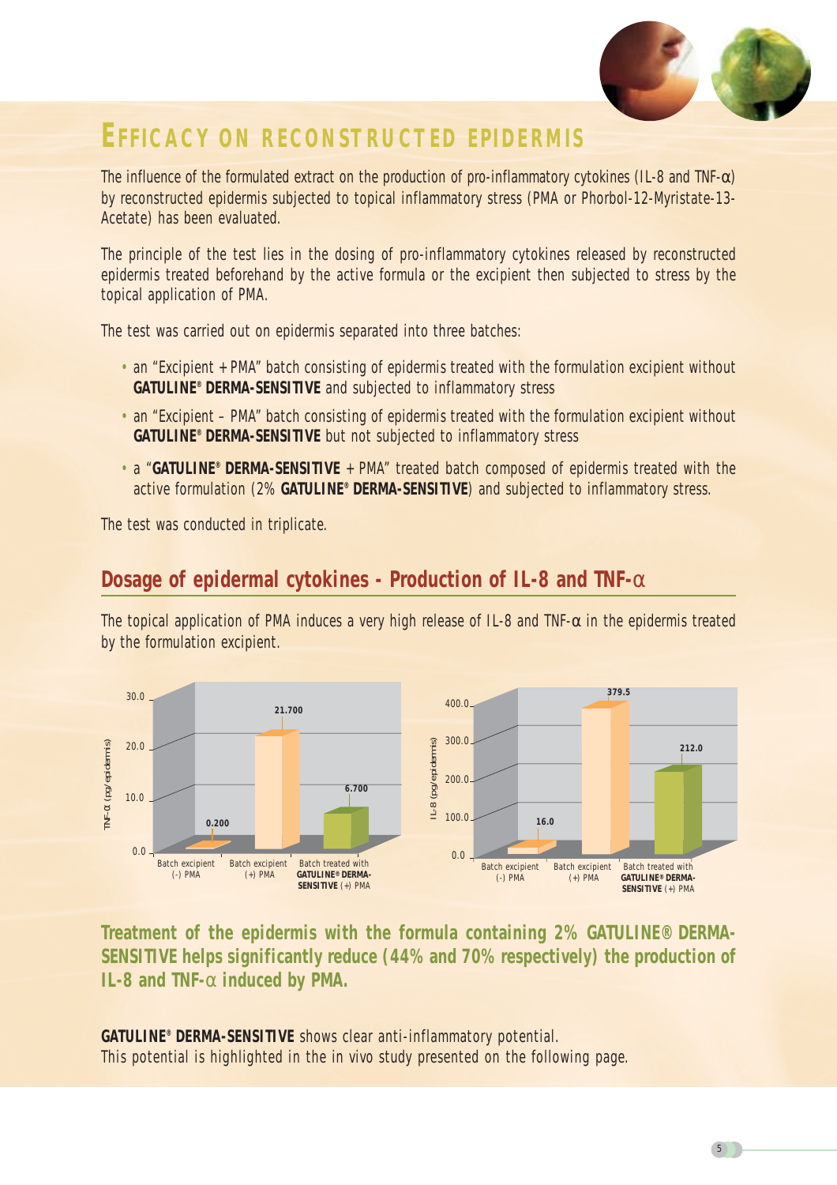# EFFICACY ON RECONSTRUCTED EPIDERMIS

The influence of the formulated extract on the production of pro-inflammatory cytokines (IL-8 and TNF-$\alpha$) by reconstructed epidermis subjected to topical inflammatory stress (PMA or Phorbol-12-Myristate-13-Acetate) has been evaluated.

The principle of the test lies in the dosing of pro-inflammatory cytokines released by reconstructed epidermis treated beforehand by the active formula or the excipient then subjected to stress by the topical application of PMA.

The test was carried out on epidermis separated into three batches:

- an "Excipient + PMA" batch consisting of epidermis treated with the formulation excipient without **GATULINE® DERMA-SENSITIVE** and subjected to inflammatory stress
- an "Excipient – PMA" batch consisting of epidermis treated with the formulation excipient without **GATULINE® DERMA-SENSITIVE** but not subjected to inflammatory stress
- a "**GATULINE® DERMA-SENSITIVE** + PMA" treated batch composed of epidermis treated with the active formulation (2% **GATULINE® DERMA-SENSITIVE**) and subjected to inflammatory stress.

The test was conducted in triplicate.

## Dosage of epidermal cytokines - Production of IL-8 and TNF-$\alpha$

The topical application of PMA induces a very high release of IL-8 and TNF-$\alpha$ in the epidermis treated by the formulation excipient.

TNF-α (pg/epidermis)
30.0
20.0
10.0
0.0
0.200
21.700
6.700
Batch excipient (-) PMA
Batch excipient (+) PMA
Batch treated with GATULINE® DERMA-SENSITIVE (+) PMA

IL-8 (pg/epidermis)
400.0
300.0
200.0
100.0
0.0
16.0
379.5
212.0
Batch excipient (-) PMA
Batch excipient (+) PMA
Batch treated with GATULINE® DERMA-SENSITIVE (+) PMA

**Treatment of the epidermis with the formula containing 2% GATULINE® DERMA-SENSITIVE helps significantly reduce (44% and 70% respectively) the production of IL-8 and TNF-$\alpha$ induced by PMA.**

**GATULINE® DERMA-SENSITIVE** shows clear anti-inflammatory potential.
This potential is highlighted in the in vivo study presented on the following page.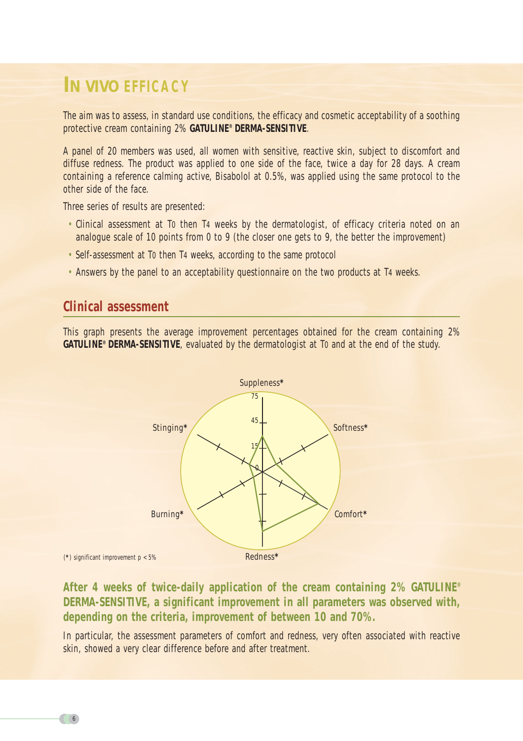# IN VIVO EFFICACY

The aim was to assess, in standard use conditions, the efficacy and cosmetic acceptability of a soothing protective cream containing 2% **GATULINE® DERMA-SENSITIVE**.

A panel of 20 members was used, all women with sensitive, reactive skin, subject to discomfort and diffuse redness. The product was applied to one side of the face, twice a day for 28 days. A cream containing a reference calming active, Bisabolol at 0.5%, was applied using the same protocol to the other side of the face.

Three series of results are presented:

- Clinical assessment at $T_0$ then $T_4$ weeks by the dermatologist, of efficacy criteria noted on an analogue scale of 10 points from 0 to 9 (the closer one gets to 9, the better the improvement)
- Self-assessment at $T_0$ then $T_4$ weeks, according to the same protocol
- Answers by the panel to an acceptability questionnaire on the two products at $T_4$ weeks.

## Clinical assessment

This graph presents the average improvement percentages obtained for the cream containing 2% **GATULINE® DERMA-SENSITIVE**, evaluated by the dermatologist at $T_0$ and at the end of the study.

Suppleness*
75
45
15
0
Softness*
Comfort*
Redness*
Burning*
Stinging*

(*) significant improvement p < 5%

**After 4 weeks of twice-daily application of the cream containing 2% GATULINE® DERMA-SENSITIVE, a significant improvement in all parameters was observed with, depending on the criteria, improvement of between 10 and 70%.**

In particular, the assessment parameters of comfort and redness, very often associated with reactive skin, showed a very clear difference before and after treatment.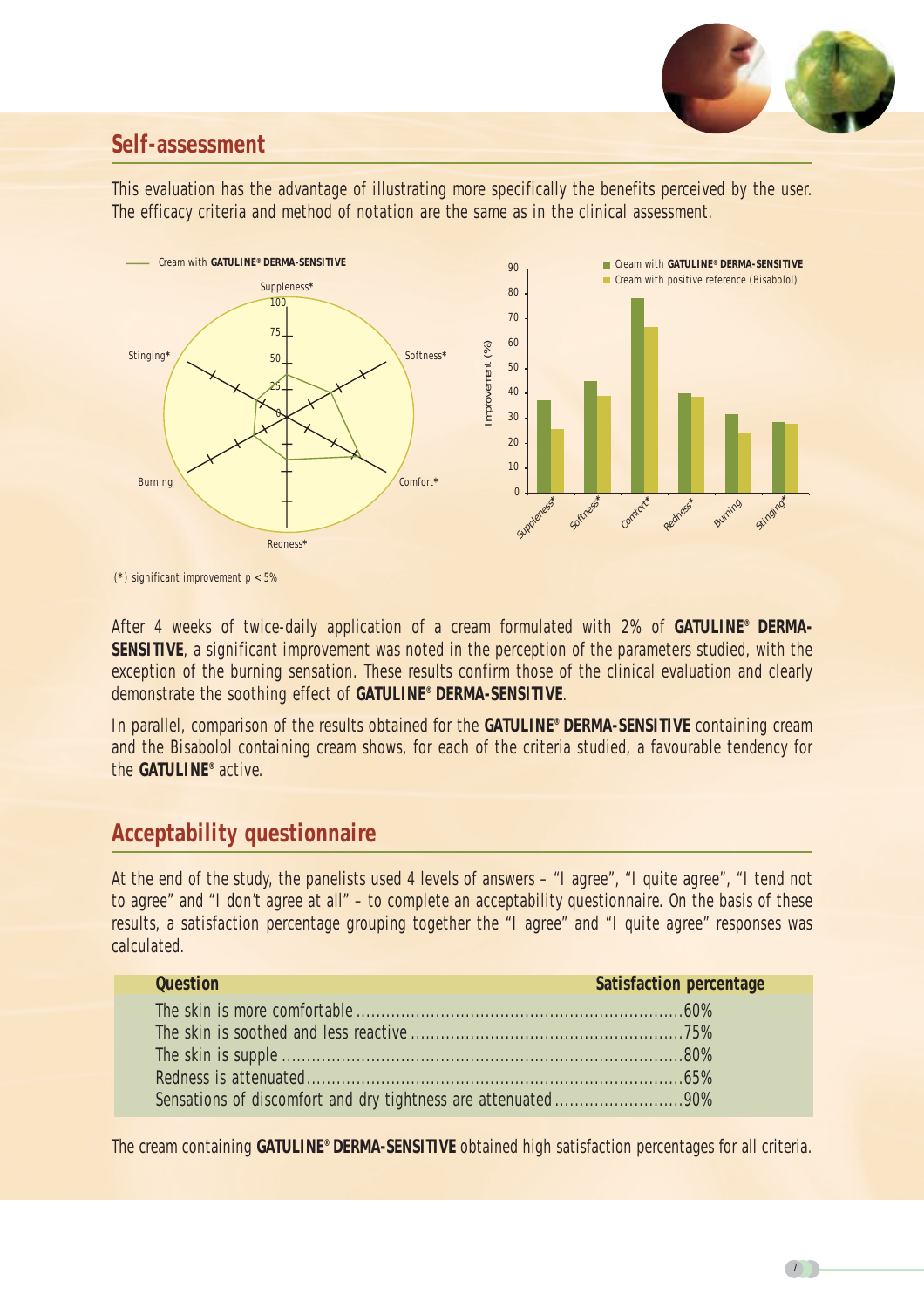## Self-assessment

This evaluation has the advantage of illustrating more specifically the benefits perceived by the user. The efficacy criteria and method of notation are the same as in the clinical assessment.

Cream with **GATULINE® DERMA-SENSITIVE**

Suppleness*
100
75
50
25
0
Softness*
Comfort*
Redness*
Burning
Stinging*

Cream with **GATULINE® DERMA-SENSITIVE**
Cream with positive reference (Bisabolol)

Improvement (%)
90
80
70
60
50
40
30
20
10
0

Suppleness*
Softness*
Comfort*
Redness*
Burning
Stinging*

(*) significant improvement p < 5%

After 4 weeks of twice-daily application of a cream formulated with 2% of **GATULINE® DERMA-SENSITIVE**, a significant improvement was noted in the perception of the parameters studied, with the exception of the burning sensation. These results confirm those of the clinical evaluation and clearly demonstrate the soothing effect of **GATULINE® DERMA-SENSITIVE**.

In parallel, comparison of the results obtained for the **GATULINE® DERMA-SENSITIVE** containing cream and the Bisabolol containing cream shows, for each of the criteria studied, a favourable tendency for the **GATULINE®** active.

## Acceptability questionnaire

At the end of the study, the panelists used 4 levels of answers – "I agree", "I quite agree", "I tend not to agree" and "I don't agree at all" – to complete an acceptability questionnaire. On the basis of these results, a satisfaction percentage grouping together the "I agree" and "I quite agree" responses was calculated.

| Question | Satisfaction percentage |
|---|---|
| The skin is more comfortable | 60% |
| The skin is soothed and less reactive | 75% |
| The skin is supple | 80% |
| Redness is attenuated | 65% |
| Sensations of discomfort and dry tightness are attenuated | 90% |

The cream containing **GATULINE® DERMA-SENSITIVE** obtained high satisfaction percentages for all criteria.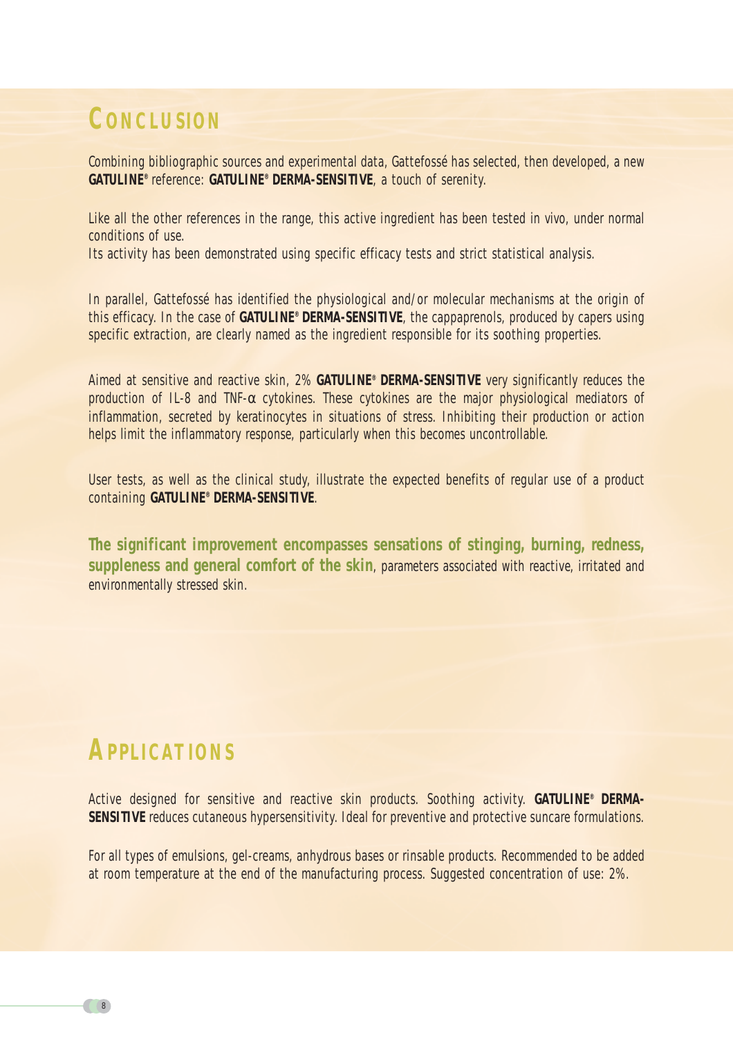## Conclusion

Combining bibliographic sources and experimental data, Gattefossé has selected, then developed, a new **GATULINE®** reference: **GATULINE® DERMA-SENSITIVE**, a touch of serenity.

Like all the other references in the range, this active ingredient has been tested in vivo, under normal conditions of use.
Its activity has been demonstrated using specific efficacy tests and strict statistical analysis.

In parallel, Gattefossé has identified the physiological and/or molecular mechanisms at the origin of this efficacy. In the case of **GATULINE® DERMA-SENSITIVE**, the cappaprenols, produced by capers using specific extraction, are clearly named as the ingredient responsible for its soothing properties.

Aimed at sensitive and reactive skin, 2% **GATULINE® DERMA-SENSITIVE** very significantly reduces the production of IL-8 and TNF-$\alpha$ cytokines. These cytokines are the major physiological mediators of inflammation, secreted by keratinocytes in situations of stress. Inhibiting their production or action helps limit the inflammatory response, particularly when this becomes uncontrollable.

User tests, as well as the clinical study, illustrate the expected benefits of regular use of a product containing **GATULINE® DERMA-SENSITIVE**.

**The significant improvement encompasses sensations of stinging, burning, redness, suppleness and general comfort of the skin**, parameters associated with reactive, irritated and environmentally stressed skin.

## Applications

Active designed for sensitive and reactive skin products. Soothing activity. **GATULINE® DERMA-SENSITIVE** reduces cutaneous hypersensitivity. Ideal for preventive and protective suncare formulations.

For all types of emulsions, gel-creams, anhydrous bases or rinsable products. Recommended to be added at room temperature at the end of the manufacturing process. Suggested concentration of use: 2%.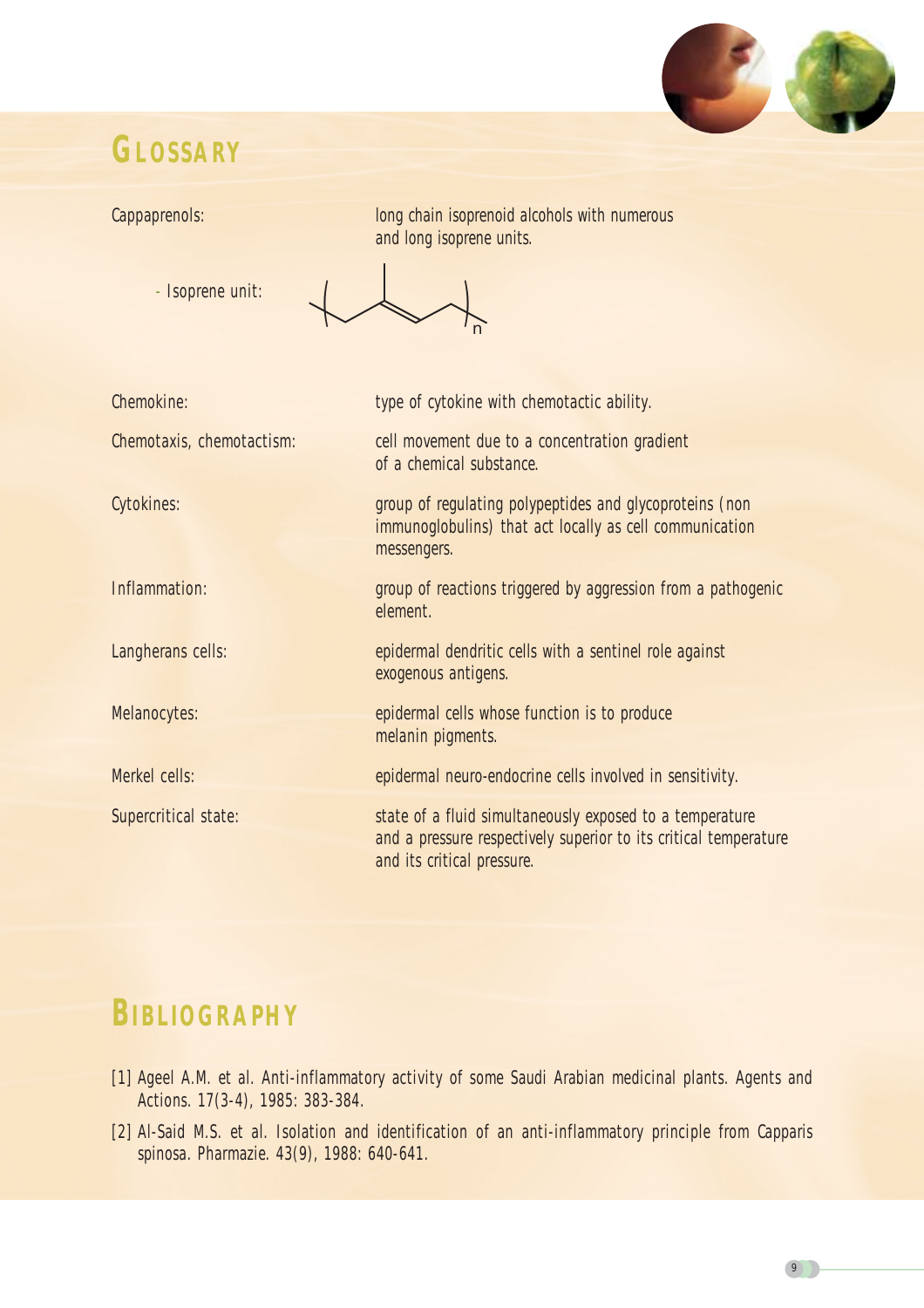## GLOSSARY

| | |
|---|---|
| Cappaprenols: | long chain isoprenoid alcohols with numerous and long isoprene units. |
| - Isoprene unit: | |
| Chemokine: | type of cytokine with chemotactic ability. |
| Chemotaxis, chemotactism: | cell movement due to a concentration gradient of a chemical substance. |
| Cytokines: | group of regulating polypeptides and glycoproteins (non immunoglobulins) that act locally as cell communication messengers. |
| Inflammation: | group of reactions triggered by aggression from a pathogenic element. |
| Langherans cells: | epidermal dendritic cells with a sentinel role against exogenous antigens. |
| Melanocytes: | epidermal cells whose function is to produce melanin pigments. |
| Merkel cells: | epidermal neuro-endocrine cells involved in sensitivity. |
| Supercritical state: | state of a fluid simultaneously exposed to a temperature and a pressure respectively superior to its critical temperature and its critical pressure. |

## BIBLIOGRAPHY

[1] Ageel A.M. et al. Anti-inflammatory activity of some Saudi Arabian medicinal plants. Agents and Actions. 17(3-4), 1985: 383-384.

[2] Al-Said M.S. et al. Isolation and identification of an anti-inflammatory principle from Capparis spinosa. Pharmazie. 43(9), 1988: 640-641.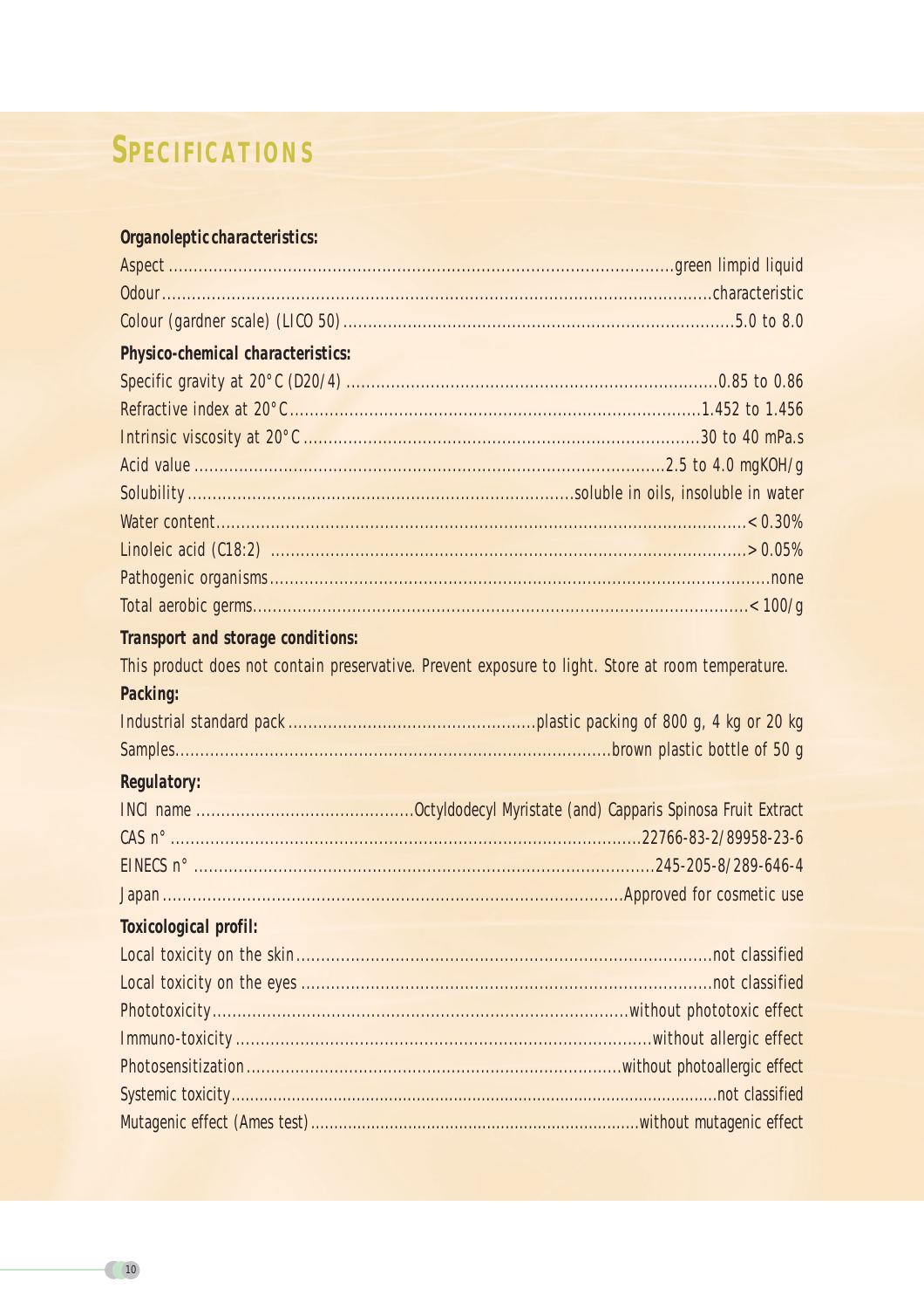# SPECIFICATIONS

**Organoleptic characteristics:**

Aspect ............ green limpid liquid
Odour ............ characteristic
Colour (gardner scale) (LICO 50) ............ 5.0 to 8.0

**Physico-chemical characteristics:**

Specific gravity at 20°C (D20/4) ............ 0.85 to 0.86
Refractive index at 20°C ............ 1.452 to 1.456
Intrinsic viscosity at 20°C ............ 30 to 40 mPa.s
Acid value ............ 2.5 to 4.0 mgKOH/g
Solubility ............ soluble in oils, insoluble in water
Water content ............ < 0.30%
Linoleic acid (C18:2) ............ > 0.05%
Pathogenic organisms ............ none
Total aerobic germs ............ < 100/g

**Transport and storage conditions:**

This product does not contain preservative. Prevent exposure to light. Store at room temperature.

**Packing:**

Industrial standard pack ............ plastic packing of 800 g, 4 kg or 20 kg
Samples ............ brown plastic bottle of 50 g

**Regulatory:**

INCI name ............ Octyldodecyl Myristate (and) Capparis Spinosa Fruit Extract
CAS n° ............ 22766-83-2/89958-23-6
EINECS n° ............ 245-205-8/289-646-4
Japan ............ Approved for cosmetic use

**Toxicological profil:**

Local toxicity on the skin ............ not classified
Local toxicity on the eyes ............ not classified
Phototoxicity ............ without phototoxic effect
Immuno-toxicity ............ without allergic effect
Photosensitization ............ without photoallergic effect
Systemic toxicity ............ not classified
Mutagenic effect (Ames test) ............ without mutagenic effect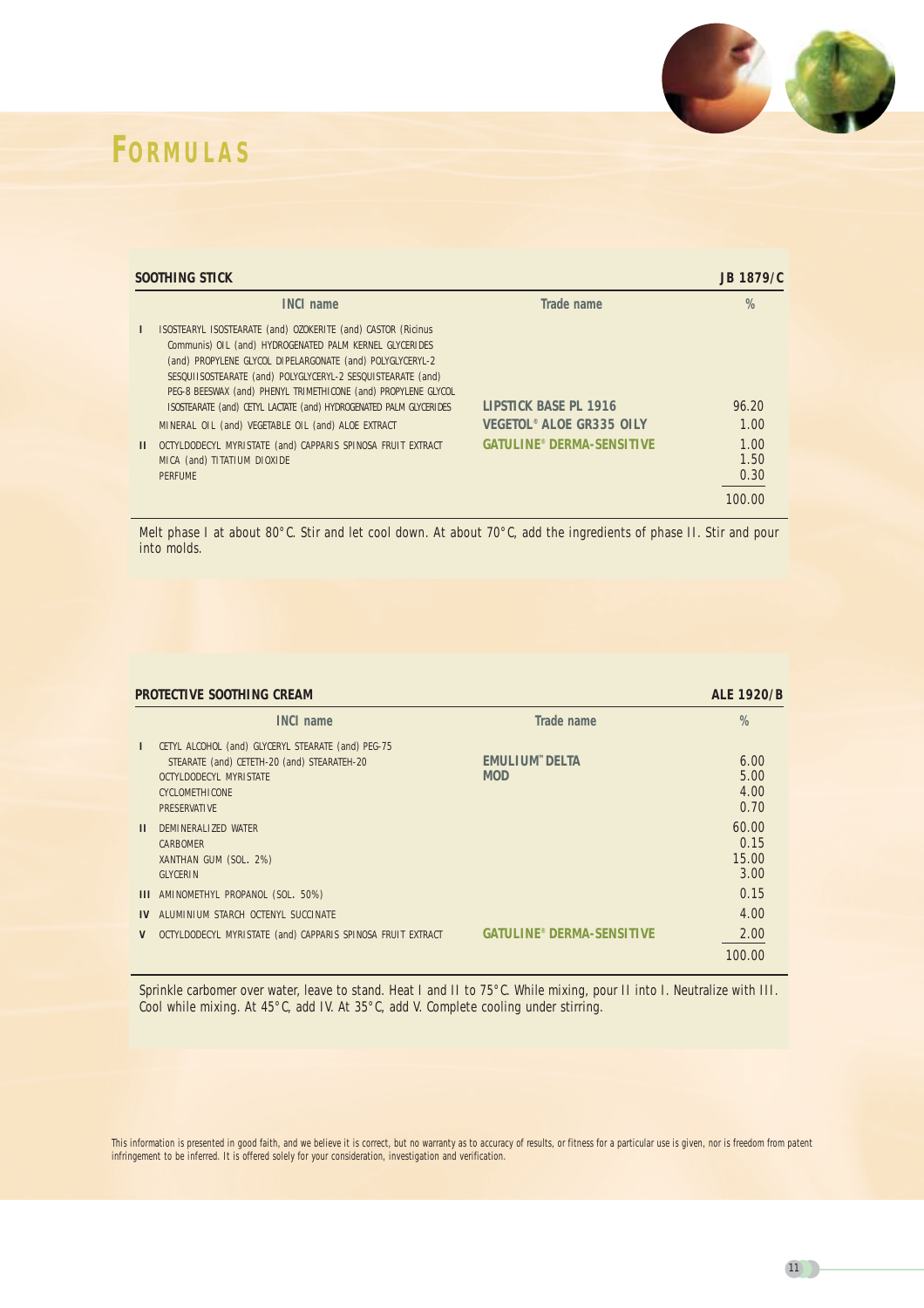# FORMULAS

| SOOTHING STICK | | | JB 1879/C |
|---|---|---|---|
| | INCI name | Trade name | % |
| I | ISOSTEARYL ISOSTEARATE (and) OZOKERITE (and) CASTOR (Ricinus Communis) OIL (and) HYDROGENATED PALM KERNEL GLYCERIDES (and) PROPYLENE GLYCOL DIPELARGONATE (and) POLYGLYCERYL-2 SESQUIISOSTEARATE (and) POLYGLYCERYL-2 SESQUISTEARATE (and) PEG-8 BEESWAX (and) PHENYL TRIMETHICONE (and) PROPYLENE GLYCOL ISOSTEARATE (and) CETYL LACTATE (and) HYDROGENATED PALM GLYCERIDES | **LIPSTICK BASE PL 1916** | 96.20 |
| | MINERAL OIL (and) VEGETABLE OIL (and) ALOE EXTRACT | **VEGETOL® ALOE GR335 OILY** | 1.00 |
| II | OCTYLDODECYL MYRISTATE (and) CAPPARIS SPINOSA FRUIT EXTRACT | **GATULINE® DERMA-SENSITIVE** | 1.00 |
| | MICA (and) TITATIUM DIOXIDE | | 1.50 |
| | PERFUME | | 0.30 |
| | | | 100.00 |

Melt phase I at about 80°C. Stir and let cool down. At about 70°C, add the ingredients of phase II. Stir and pour into molds.

| PROTECTIVE SOOTHING CREAM | | | ALE 1920/B |
|---|---|---|---|
| | INCI name | Trade name | % |
| I | CETYL ALCOHOL (and) GLYCERYL STEARATE (and) PEG-75 STEARATE (and) CETETH-20 (and) STEARATEH-20 | **EMULIUM™ DELTA** | 6.00 |
| | OCTYLDODECYL MYRISTATE | **MOD** | 5.00 |
| | CYCLOMETHICONE | | 4.00 |
| | PRESERVATIVE | | 0.70 |
| II | DEMINERALIZED WATER | | 60.00 |
| | CARBOMER | | 0.15 |
| | XANTHAN GUM (SOL. 2%) | | 15.00 |
| | GLYCERIN | | 3.00 |
| III | AMINOMETHYL PROPANOL (SOL. 50%) | | 0.15 |
| IV | ALUMINIUM STARCH OCTENYL SUCCINATE | | 4.00 |
| V | OCTYLDODECYL MYRISTATE (and) CAPPARIS SPINOSA FRUIT EXTRACT | **GATULINE® DERMA-SENSITIVE** | 2.00 |
| | | | 100.00 |

Sprinkle carbomer over water, leave to stand. Heat I and II to 75°C. While mixing, pour II into I. Neutralize with III. Cool while mixing. At 45°C, add IV. At 35°C, add V. Complete cooling under stirring.

This information is presented in good faith, and we believe it is correct, but no warranty as to accuracy of results, or fitness for a particular use is given, nor is freedom from patent infringement to be inferred. It is offered solely for your consideration, investigation and verification.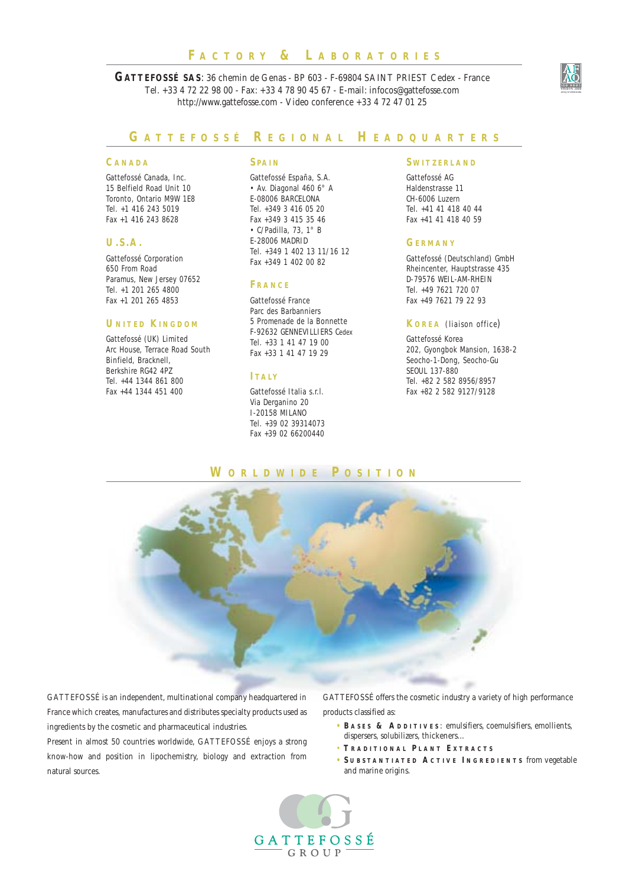## Factory & Laboratories

**GATTEFOSSÉ SAS**: 36 chemin de Genas - BP 603 - F-69804 SAINT PRIEST Cedex - France
Tel. +33 4 72 22 98 00 - Fax: +33 4 78 90 45 67 - E-mail: infocos@gattefosse.com
http://www.gattefosse.com - Video conference +33 4 72 47 01 25

## Gattefossé Regional Headquarters

### Canada

Gattefossé Canada, Inc.
15 Belfield Road Unit 10
Toronto, Ontario M9W 1E8
Tel. +1 416 243 5019
Fax +1 416 243 8628

### U.S.A.

Gattefossé Corporation
650 From Road
Paramus, New Jersey 07652
Tel. +1 201 265 4800
Fax +1 201 265 4853

### United Kingdom

Gattefossé (UK) Limited
Arc House, Terrace Road South
Binfield, Bracknell,
Berkshire RG42 4PZ
Tel. +44 1344 861 800
Fax +44 1344 451 400

### Spain

Gattefossé España, S.A.
- Av. Diagonal 460 6° A
E-08006 BARCELONA
Tel. +349 3 416 05 20
Fax +349 3 415 35 46
- C/Padilla, 73, 1° B
E-28006 MADRID
Tel. +349 1 402 13 11/16 12
Fax +349 1 402 00 82

### France

Gattefossé France
Parc des Barbanniers
5 Promenade de la Bonnette
F-92632 GENNEVILLIERS Cedex
Tel. +33 1 41 47 19 00
Fax +33 1 41 47 19 29

### Italy

Gattefossé Italia s.r.l.
Via Derganino 20
I-20158 MILANO
Tel. +39 02 39314073
Fax +39 02 66200440

### Switzerland

Gattefossé AG
Haldenstrasse 11
CH-6006 Luzern
Tel. +41 41 418 40 44
Fax +41 41 418 40 59

### Germany

Gattefossé (Deutschland) GmbH
Rheincenter, Hauptstrasse 435
D-79576 WEIL-AM-RHEIN
Tel. +49 7621 720 07
Fax +49 7621 79 22 93

### Korea (liaison office)

Gattefossé Korea
202, Gyongbok Mansion, 1638-2
Seocho-1-Dong, Seocho-Gu
SEOUL 137-880
Tel. +82 2 582 8956/8957
Fax +82 2 582 9127/9128

## Worldwide Position

GATTEFOSSÉ is an independent, multinational company headquartered in France which creates, manufactures and distributes specialty products used as ingredients by the cosmetic and pharmaceutical industries.

Present in almost 50 countries worldwide, GATTEFOSSÉ enjoys a strong know-how and position in lipochemistry, biology and extraction from natural sources.

GATTEFOSSÉ offers the cosmetic industry a variety of high performance products classified as:

- **Bases & Additives**: emulsifiers, coemulsifiers, emollients, dispersers, solubilizers, thickeners...
- **Traditional Plant Extracts**
- **Substantiated Active Ingredients** from vegetable and marine origins.

GATTEFOSSÉ
GROUP